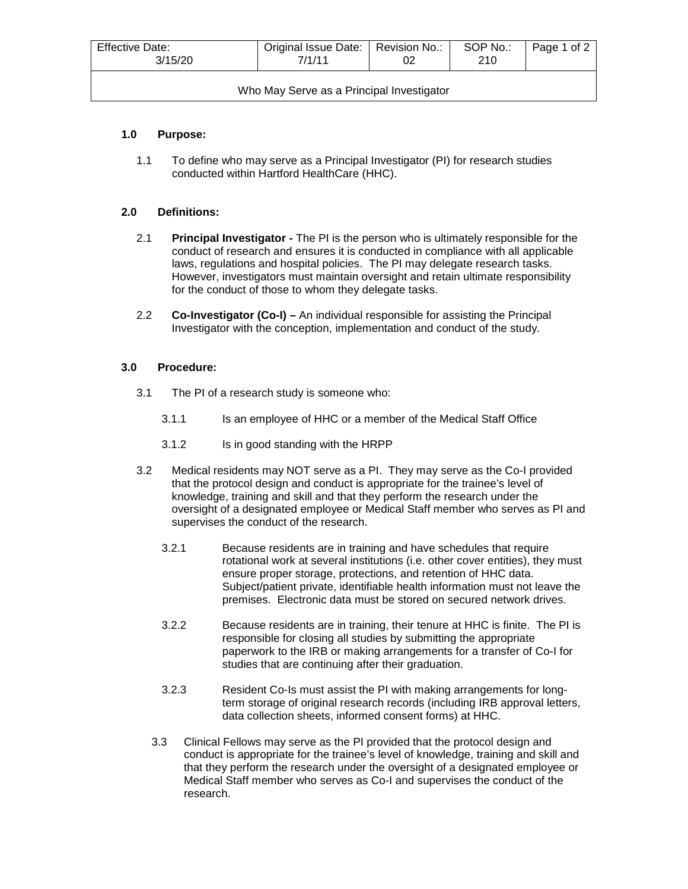| Effective Date: 3/15/20 | Original Issue Date: 7/1/11 | Revision No.: 02 | SOP No.: 210 |
|---|---|---|---|

**Who May Serve as a Principal Investigator**

## 1.0 Purpose:

1.1 To define who may serve as a Principal Investigator (PI) for research studies conducted within Hartford HealthCare (HHC).

## 2.0 Definitions:

2.1 **Principal Investigator -** The PI is the person who is ultimately responsible for the conduct of research and ensures it is conducted in compliance with all applicable laws, regulations and hospital policies. The PI may delegate research tasks. However, investigators must maintain oversight and retain ultimate responsibility for the conduct of those to whom they delegate tasks.

2.2 **Co-Investigator (Co-I) –** An individual responsible for assisting the Principal Investigator with the conception, implementation and conduct of the study.

## 3.0 Procedure:

3.1 The PI of a research study is someone who:

3.1.1 Is an employee of HHC or a member of the Medical Staff Office

3.1.2 Is in good standing with the HRPP

3.2 Medical residents may NOT serve as a PI. They may serve as the Co-I provided that the protocol design and conduct is appropriate for the trainee's level of knowledge, training and skill and that they perform the research under the oversight of a designated employee or Medical Staff member who serves as PI and supervises the conduct of the research.

3.2.1 Because residents are in training and have schedules that require rotational work at several institutions (i.e. other cover entities), they must ensure proper storage, protections, and retention of HHC data. Subject/patient private, identifiable health information must not leave the premises. Electronic data must be stored on secured network drives.

3.2.2 Because residents are in training, their tenure at HHC is finite. The PI is responsible for closing all studies by submitting the appropriate paperwork to the IRB or making arrangements for a transfer of Co-I for studies that are continuing after their graduation.

3.2.3 Resident Co-Is must assist the PI with making arrangements for long-term storage of original research records (including IRB approval letters, data collection sheets, informed consent forms) at HHC.

3.3 Clinical Fellows may serve as the PI provided that the protocol design and conduct is appropriate for the trainee's level of knowledge, training and skill and that they perform the research under the oversight of a designated employee or Medical Staff member who serves as Co-I and supervises the conduct of the research.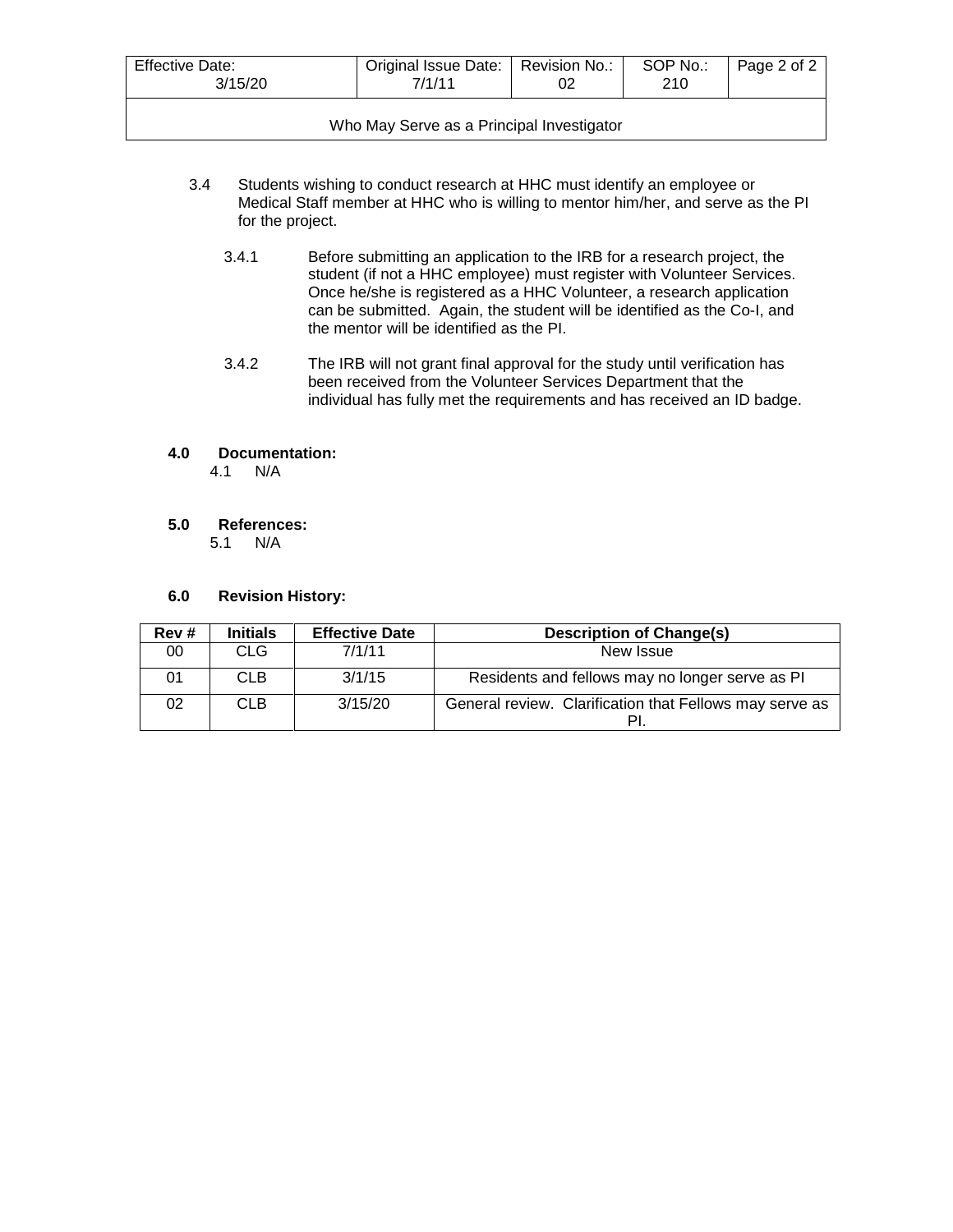3.4 Students wishing to conduct research at HHC must identify an employee or Medical Staff member at HHC who is willing to mentor him/her, and serve as the PI for the project.

3.4.1 Before submitting an application to the IRB for a research project, the student (if not a HHC employee) must register with Volunteer Services. Once he/she is registered as a HHC Volunteer, a research application can be submitted. Again, the student will be identified as the Co-I, and the mentor will be identified as the PI.

3.4.2 The IRB will not grant final approval for the study until verification has been received from the Volunteer Services Department that the individual has fully met the requirements and has received an ID badge.

**4.0 Documentation:**

4.1 N/A

**5.0 References:**

5.1 N/A

**6.0 Revision History:**

| Rev # | Initials | Effective Date | Description of Change(s) |
|---|---|---|---|
| 00 | CLG | 7/1/11 | New Issue |
| 01 | CLB | 3/1/15 | Residents and fellows may no longer serve as PI |
| 02 | CLB | 3/15/20 | General review. Clarification that Fellows may serve as PI. |